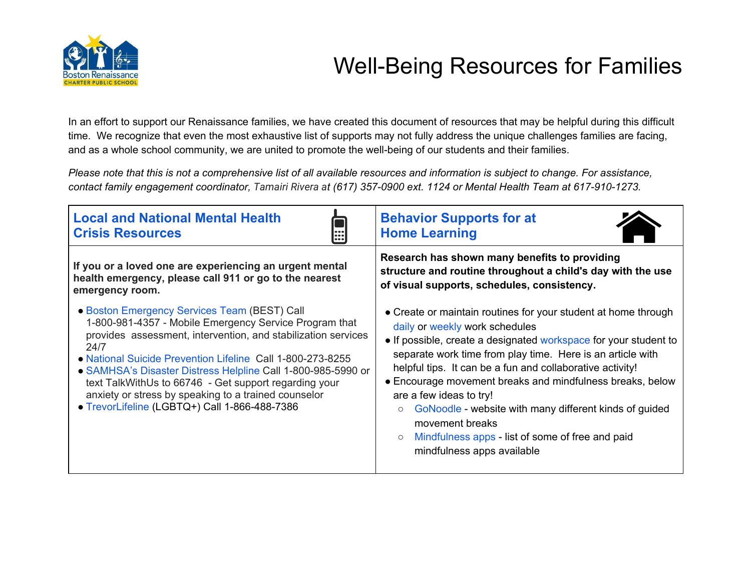# Well-Being Resources for Families

In an effort to support our Renaissance families, we have created this document of resources that may be helpful during this difficult time. We recognize that even the most exhaustive list of supports may not fully address the unique challenges families are facing, and as a whole school community, we are united to promote the well-being of our students and their families.

*Please note that this is not a comprehensive list of all available resources and information is subject to change. For assistance, contact family engagement coordinator, Tamairi Rivera at (617) 357-0900 ext. 1124 or Mental Health Team at 617-910-1273.*

## Local and National Mental Health Crisis Resources

**If you or a loved one are experiencing an urgent mental health emergency, please call 911 or go to the nearest emergency room.**

- Boston Emergency Services Team (BEST) Call 1-800-981-4357 - Mobile Emergency Service Program that provides assessment, intervention, and stabilization services 24/7
- National Suicide Prevention Lifeline Call 1-800-273-8255
- SAMHSA's Disaster Distress Helpline Call 1-800-985-5990 or text TalkWithUs to 66746 - Get support regarding your anxiety or stress by speaking to a trained counselor
- TrevorLifeline (LGBTQ+) Call 1-866-488-7386

## Behavior Supports for at Home Learning

**Research has shown many benefits to providing structure and routine throughout a child's day with the use of visual supports, schedules, consistency.**

- Create or maintain routines for your student at home through daily or weekly work schedules
- If possible, create a designated workspace for your student to separate work time from play time. Here is an article with helpful tips. It can be a fun and collaborative activity!
- Encourage movement breaks and mindfulness breaks, below are a few ideas to try!
  - GoNoodle - website with many different kinds of guided movement breaks
  - Mindfulness apps - list of some of free and paid mindfulness apps available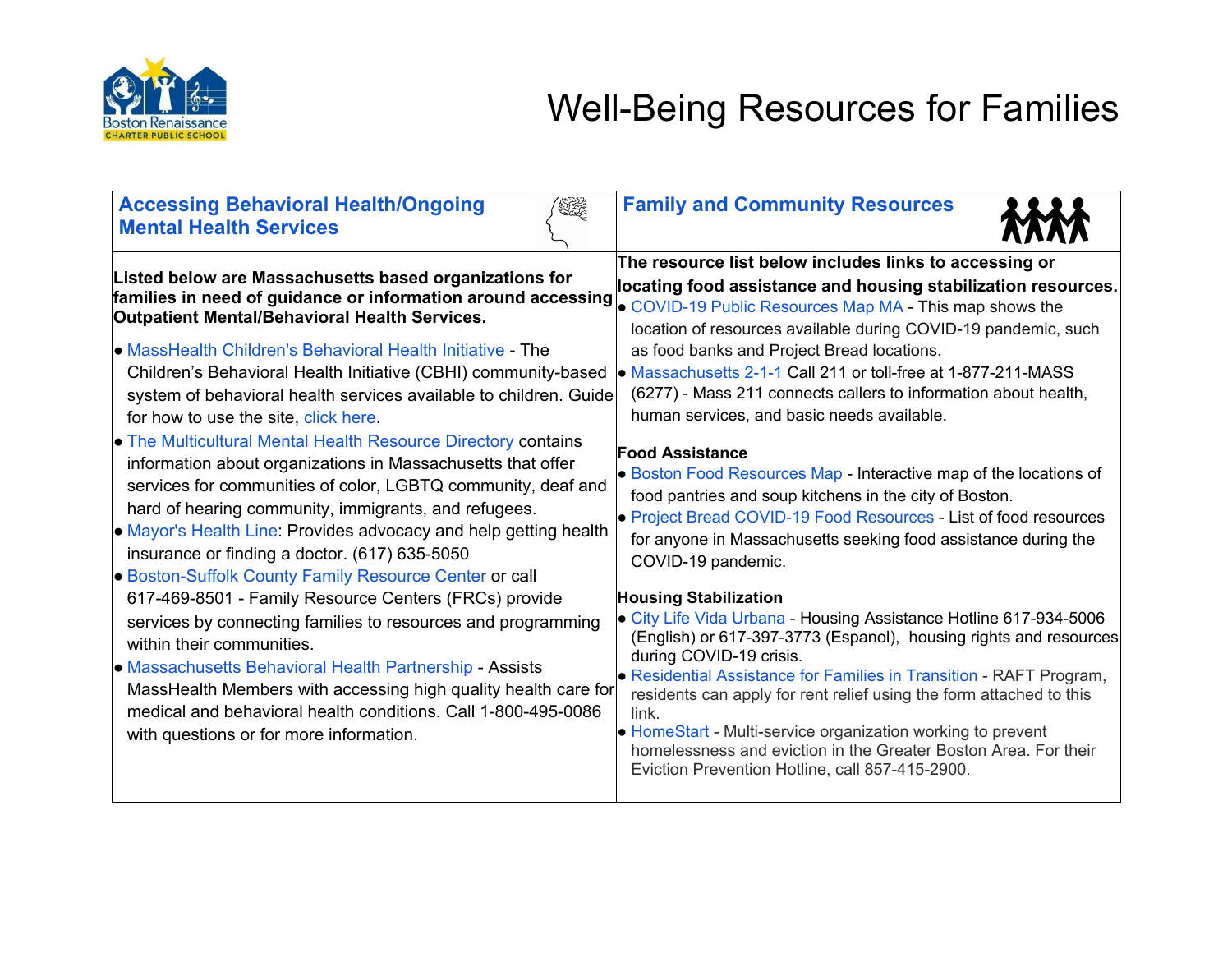# Well-Being Resources for Families

## Accessing Behavioral Health/Ongoing Mental Health Services

**Listed below are Massachusetts based organizations for families in need of guidance or information around accessing Outpatient Mental/Behavioral Health Services.**

- MassHealth Children's Behavioral Health Initiative - The Children's Behavioral Health Initiative (CBHI) community-based system of behavioral health services available to children. Guide for how to use the site, click here.
- The Multicultural Mental Health Resource Directory contains information about organizations in Massachusetts that offer services for communities of color, LGBTQ community, deaf and hard of hearing community, immigrants, and refugees.
- Mayor's Health Line: Provides advocacy and help getting health insurance or finding a doctor. (617) 635-5050
- Boston-Suffolk County Family Resource Center or call 617-469-8501 - Family Resource Centers (FRCs) provide services by connecting families to resources and programming within their communities.
- Massachusetts Behavioral Health Partnership - Assists MassHealth Members with accessing high quality health care for medical and behavioral health conditions. Call 1-800-495-0086 with questions or for more information.

## Family and Community Resources

**The resource list below includes links to accessing or locating food assistance and housing stabilization resources.**

- COVID-19 Public Resources Map MA - This map shows the location of resources available during COVID-19 pandemic, such as food banks and Project Bread locations.
- Massachusetts 2-1-1 Call 211 or toll-free at 1-877-211-MASS (6277) - Mass 211 connects callers to information about health, human services, and basic needs available.

**Food Assistance**

- Boston Food Resources Map - Interactive map of the locations of food pantries and soup kitchens in the city of Boston.
- Project Bread COVID-19 Food Resources - List of food resources for anyone in Massachusetts seeking food assistance during the COVID-19 pandemic.

**Housing Stabilization**

- City Life Vida Urbana - Housing Assistance Hotline 617-934-5006 (English) or 617-397-3773 (Espanol), housing rights and resources during COVID-19 crisis.
- Residential Assistance for Families in Transition - RAFT Program, residents can apply for rent relief using the form attached to this link.
- HomeStart - Multi-service organization working to prevent homelessness and eviction in the Greater Boston Area. For their Eviction Prevention Hotline, call 857-415-2900.